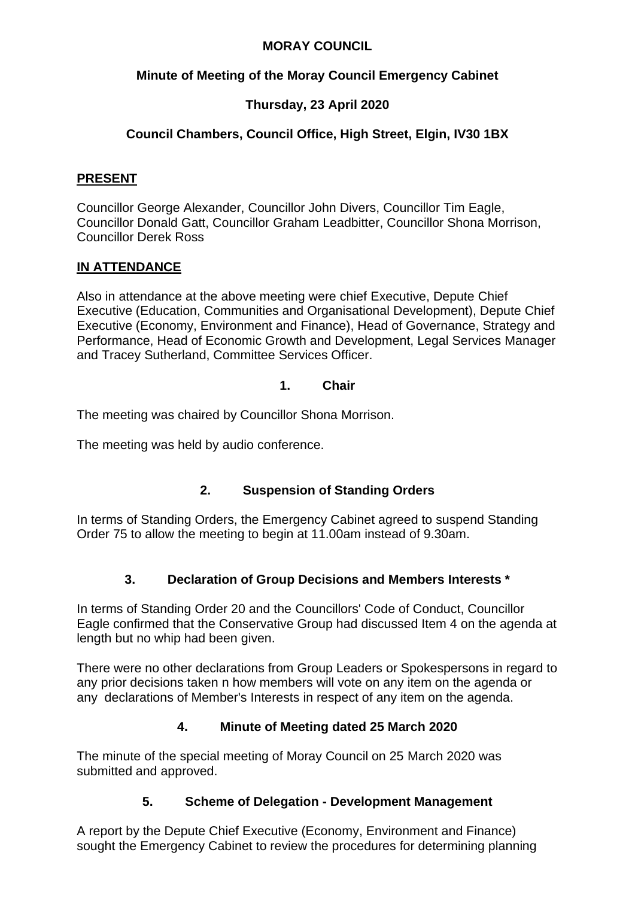# MORAY COUNCIL

## Minute of Meeting of the Moray Council Emergency Cabinet

## Thursday, 23 April 2020

## Council Chambers, Council Office, High Street, Elgin, IV30 1BX

**PRESENT**

Councillor George Alexander, Councillor John Divers, Councillor Tim Eagle, Councillor Donald Gatt, Councillor Graham Leadbitter, Councillor Shona Morrison, Councillor Derek Ross

**IN ATTENDANCE**

Also in attendance at the above meeting were chief Executive, Depute Chief Executive (Education, Communities and Organisational Development), Depute Chief Executive (Economy, Environment and Finance), Head of Governance, Strategy and Performance, Head of Economic Growth and Development, Legal Services Manager and Tracey Sutherland, Committee Services Officer.

### 1. Chair

The meeting was chaired by Councillor Shona Morrison.

The meeting was held by audio conference.

### 2. Suspension of Standing Orders

In terms of Standing Orders, the Emergency Cabinet agreed to suspend Standing Order 75 to allow the meeting to begin at 11.00am instead of 9.30am.

### 3. Declaration of Group Decisions and Members Interests *

In terms of Standing Order 20 and the Councillors' Code of Conduct, Councillor Eagle confirmed that the Conservative Group had discussed Item 4 on the agenda at length but no whip had been given.

There were no other declarations from Group Leaders or Spokespersons in regard to any prior decisions taken n how members will vote on any item on the agenda or any declarations of Member's Interests in respect of any item on the agenda.

### 4. Minute of Meeting dated 25 March 2020

The minute of the special meeting of Moray Council on 25 March 2020 was submitted and approved.

### 5. Scheme of Delegation - Development Management

A report by the Depute Chief Executive (Economy, Environment and Finance) sought the Emergency Cabinet to review the procedures for determining planning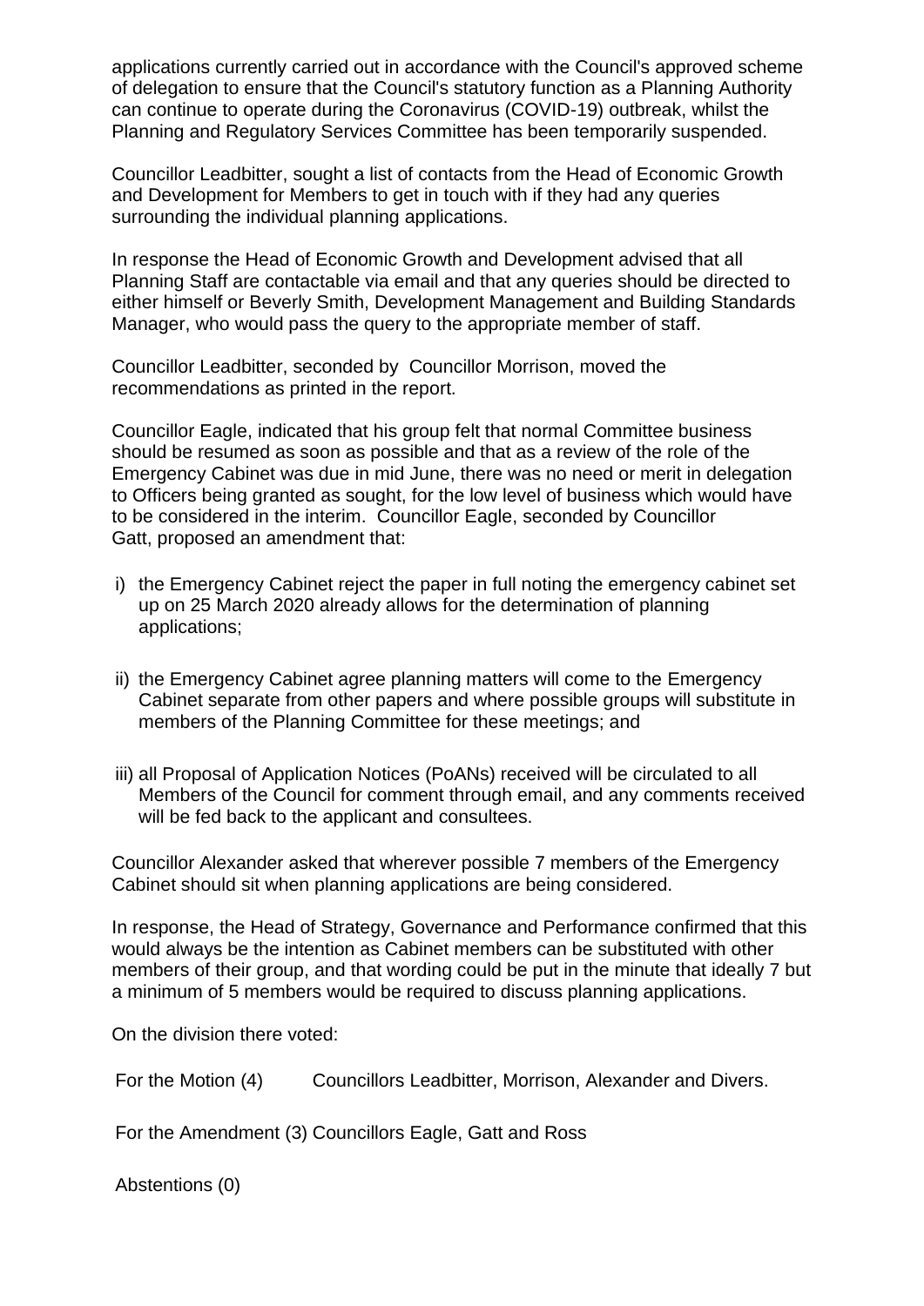applications currently carried out in accordance with the Council's approved scheme of delegation to ensure that the Council's statutory function as a Planning Authority can continue to operate during the Coronavirus (COVID-19) outbreak, whilst the Planning and Regulatory Services Committee has been temporarily suspended.

Councillor Leadbitter, sought a list of contacts from the Head of Economic Growth and Development for Members to get in touch with if they had any queries surrounding the individual planning applications.

In response the Head of Economic Growth and Development advised that all Planning Staff are contactable via email and that any queries should be directed to either himself or Beverly Smith, Development Management and Building Standards Manager, who would pass the query to the appropriate member of staff.

Councillor Leadbitter, seconded by Councillor Morrison, moved the recommendations as printed in the report.

Councillor Eagle, indicated that his group felt that normal Committee business should be resumed as soon as possible and that as a review of the role of the Emergency Cabinet was due in mid June, there was no need or merit in delegation to Officers being granted as sought, for the low level of business which would have to be considered in the interim. Councillor Eagle, seconded by Councillor Gatt, proposed an amendment that:

i) the Emergency Cabinet reject the paper in full noting the emergency cabinet set up on 25 March 2020 already allows for the determination of planning applications;

ii) the Emergency Cabinet agree planning matters will come to the Emergency Cabinet separate from other papers and where possible groups will substitute in members of the Planning Committee for these meetings; and

iii) all Proposal of Application Notices (PoANs) received will be circulated to all Members of the Council for comment through email, and any comments received will be fed back to the applicant and consultees.

Councillor Alexander asked that wherever possible 7 members of the Emergency Cabinet should sit when planning applications are being considered.

In response, the Head of Strategy, Governance and Performance confirmed that this would always be the intention as Cabinet members can be substituted with other members of their group, and that wording could be put in the minute that ideally 7 but a minimum of 5 members would be required to discuss planning applications.

On the division there voted:

For the Motion (4) Councillors Leadbitter, Morrison, Alexander and Divers.

For the Amendment (3) Councillors Eagle, Gatt and Ross

Abstentions (0)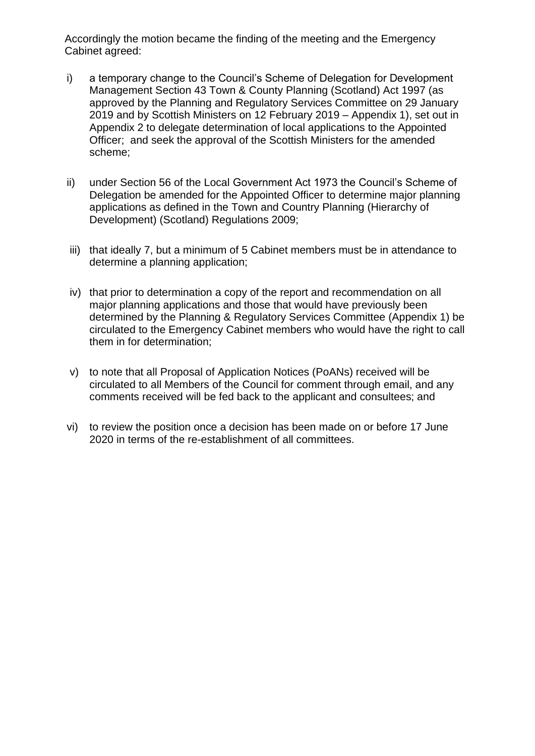Accordingly the motion became the finding of the meeting and the Emergency Cabinet agreed:

i) a temporary change to the Council's Scheme of Delegation for Development Management Section 43 Town & County Planning (Scotland) Act 1997 (as approved by the Planning and Regulatory Services Committee on 29 January 2019 and by Scottish Ministers on 12 February 2019 – Appendix 1), set out in Appendix 2 to delegate determination of local applications to the Appointed Officer; and seek the approval of the Scottish Ministers for the amended scheme;

ii) under Section 56 of the Local Government Act 1973 the Council's Scheme of Delegation be amended for the Appointed Officer to determine major planning applications as defined in the Town and Country Planning (Hierarchy of Development) (Scotland) Regulations 2009;

iii) that ideally 7, but a minimum of 5 Cabinet members must be in attendance to determine a planning application;

iv) that prior to determination a copy of the report and recommendation on all major planning applications and those that would have previously been determined by the Planning & Regulatory Services Committee (Appendix 1) be circulated to the Emergency Cabinet members who would have the right to call them in for determination;

v) to note that all Proposal of Application Notices (PoANs) received will be circulated to all Members of the Council for comment through email, and any comments received will be fed back to the applicant and consultees; and

vi) to review the position once a decision has been made on or before 17 June 2020 in terms of the re-establishment of all committees.